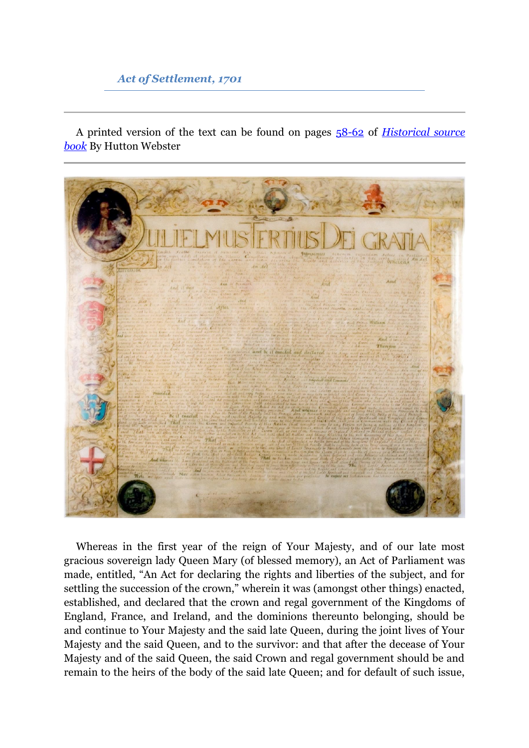## *Act of Settlement, 1701*

---

A printed version of the text can be found on pages 58-62 of *Historical source book* By Hutton Webster

---

Whereas in the first year of the reign of Your Majesty, and of our late most gracious sovereign lady Queen Mary (of blessed memory), an Act of Parliament was made, entitled, "An Act for declaring the rights and liberties of the subject, and for settling the succession of the crown," wherein it was (amongst other things) enacted, established, and declared that the crown and regal government of the Kingdoms of England, France, and Ireland, and the dominions thereunto belonging, should be and continue to Your Majesty and the said late Queen, during the joint lives of Your Majesty and the said Queen, and to the survivor: and that after the decease of Your Majesty and of the said Queen, the said Crown and regal government should be and remain to the heirs of the body of the said late Queen; and for default of such issue,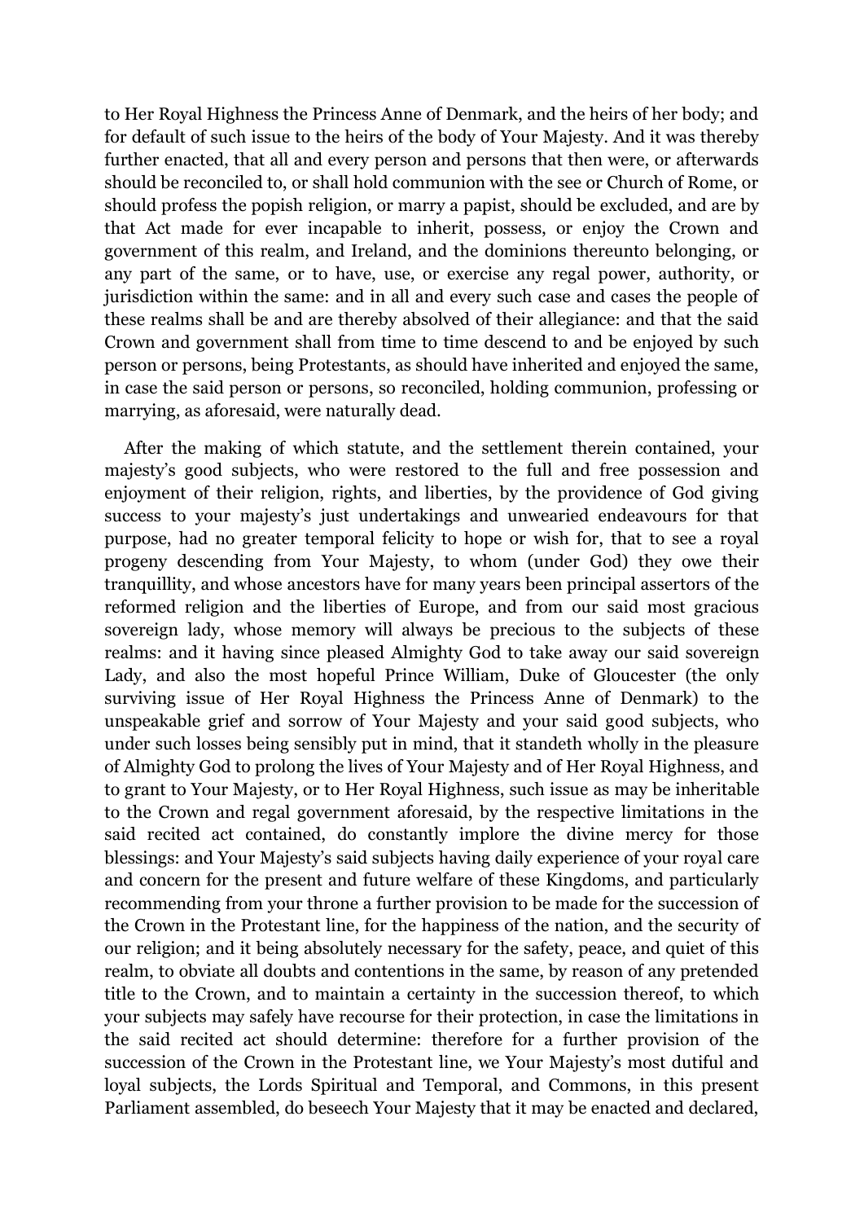to Her Royal Highness the Princess Anne of Denmark, and the heirs of her body; and for default of such issue to the heirs of the body of Your Majesty. And it was thereby further enacted, that all and every person and persons that then were, or afterwards should be reconciled to, or shall hold communion with the see or Church of Rome, or should profess the popish religion, or marry a papist, should be excluded, and are by that Act made for ever incapable to inherit, possess, or enjoy the Crown and government of this realm, and Ireland, and the dominions thereunto belonging, or any part of the same, or to have, use, or exercise any regal power, authority, or jurisdiction within the same: and in all and every such case and cases the people of these realms shall be and are thereby absolved of their allegiance: and that the said Crown and government shall from time to time descend to and be enjoyed by such person or persons, being Protestants, as should have inherited and enjoyed the same, in case the said person or persons, so reconciled, holding communion, professing or marrying, as aforesaid, were naturally dead.

After the making of which statute, and the settlement therein contained, your majesty's good subjects, who were restored to the full and free possession and enjoyment of their religion, rights, and liberties, by the providence of God giving success to your majesty's just undertakings and unwearied endeavours for that purpose, had no greater temporal felicity to hope or wish for, that to see a royal progeny descending from Your Majesty, to whom (under God) they owe their tranquillity, and whose ancestors have for many years been principal assertors of the reformed religion and the liberties of Europe, and from our said most gracious sovereign lady, whose memory will always be precious to the subjects of these realms: and it having since pleased Almighty God to take away our said sovereign Lady, and also the most hopeful Prince William, Duke of Gloucester (the only surviving issue of Her Royal Highness the Princess Anne of Denmark) to the unspeakable grief and sorrow of Your Majesty and your said good subjects, who under such losses being sensibly put in mind, that it standeth wholly in the pleasure of Almighty God to prolong the lives of Your Majesty and of Her Royal Highness, and to grant to Your Majesty, or to Her Royal Highness, such issue as may be inheritable to the Crown and regal government aforesaid, by the respective limitations in the said recited act contained, do constantly implore the divine mercy for those blessings: and Your Majesty's said subjects having daily experience of your royal care and concern for the present and future welfare of these Kingdoms, and particularly recommending from your throne a further provision to be made for the succession of the Crown in the Protestant line, for the happiness of the nation, and the security of our religion; and it being absolutely necessary for the safety, peace, and quiet of this realm, to obviate all doubts and contentions in the same, by reason of any pretended title to the Crown, and to maintain a certainty in the succession thereof, to which your subjects may safely have recourse for their protection, in case the limitations in the said recited act should determine: therefore for a further provision of the succession of the Crown in the Protestant line, we Your Majesty's most dutiful and loyal subjects, the Lords Spiritual and Temporal, and Commons, in this present Parliament assembled, do beseech Your Majesty that it may be enacted and declared,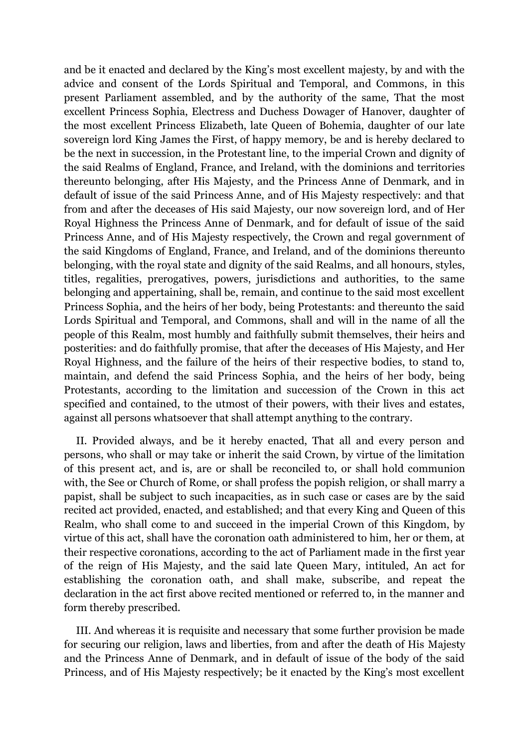and be it enacted and declared by the King's most excellent majesty, by and with the advice and consent of the Lords Spiritual and Temporal, and Commons, in this present Parliament assembled, and by the authority of the same, That the most excellent Princess Sophia, Electress and Duchess Dowager of Hanover, daughter of the most excellent Princess Elizabeth, late Queen of Bohemia, daughter of our late sovereign lord King James the First, of happy memory, be and is hereby declared to be the next in succession, in the Protestant line, to the imperial Crown and dignity of the said Realms of England, France, and Ireland, with the dominions and territories thereunto belonging, after His Majesty, and the Princess Anne of Denmark, and in default of issue of the said Princess Anne, and of His Majesty respectively: and that from and after the deceases of His said Majesty, our now sovereign lord, and of Her Royal Highness the Princess Anne of Denmark, and for default of issue of the said Princess Anne, and of His Majesty respectively, the Crown and regal government of the said Kingdoms of England, France, and Ireland, and of the dominions thereunto belonging, with the royal state and dignity of the said Realms, and all honours, styles, titles, regalities, prerogatives, powers, jurisdictions and authorities, to the same belonging and appertaining, shall be, remain, and continue to the said most excellent Princess Sophia, and the heirs of her body, being Protestants: and thereunto the said Lords Spiritual and Temporal, and Commons, shall and will in the name of all the people of this Realm, most humbly and faithfully submit themselves, their heirs and posterities: and do faithfully promise, that after the deceases of His Majesty, and Her Royal Highness, and the failure of the heirs of their respective bodies, to stand to, maintain, and defend the said Princess Sophia, and the heirs of her body, being Protestants, according to the limitation and succession of the Crown in this act specified and contained, to the utmost of their powers, with their lives and estates, against all persons whatsoever that shall attempt anything to the contrary.

II. Provided always, and be it hereby enacted, That all and every person and persons, who shall or may take or inherit the said Crown, by virtue of the limitation of this present act, and is, are or shall be reconciled to, or shall hold communion with, the See or Church of Rome, or shall profess the popish religion, or shall marry a papist, shall be subject to such incapacities, as in such case or cases are by the said recited act provided, enacted, and established; and that every King and Queen of this Realm, who shall come to and succeed in the imperial Crown of this Kingdom, by virtue of this act, shall have the coronation oath administered to him, her or them, at their respective coronations, according to the act of Parliament made in the first year of the reign of His Majesty, and the said late Queen Mary, intituled, An act for establishing the coronation oath, and shall make, subscribe, and repeat the declaration in the act first above recited mentioned or referred to, in the manner and form thereby prescribed.

III. And whereas it is requisite and necessary that some further provision be made for securing our religion, laws and liberties, from and after the death of His Majesty and the Princess Anne of Denmark, and in default of issue of the body of the said Princess, and of His Majesty respectively; be it enacted by the King's most excellent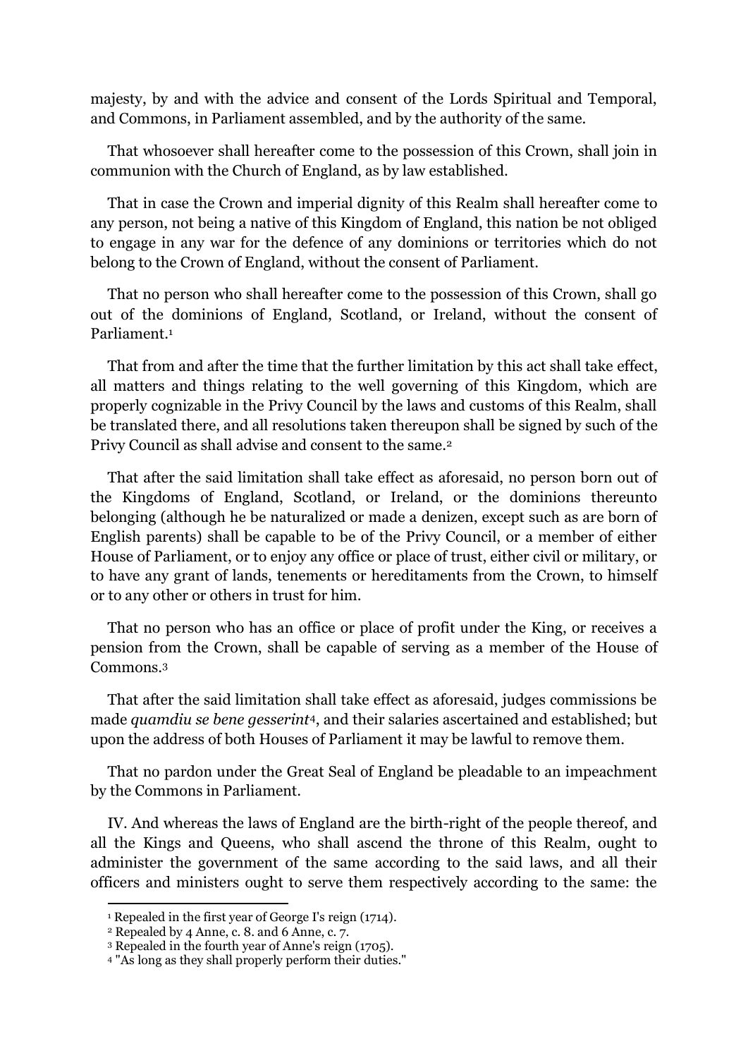majesty, by and with the advice and consent of the Lords Spiritual and Temporal, and Commons, in Parliament assembled, and by the authority of the same.

That whosoever shall hereafter come to the possession of this Crown, shall join in communion with the Church of England, as by law established.

That in case the Crown and imperial dignity of this Realm shall hereafter come to any person, not being a native of this Kingdom of England, this nation be not obliged to engage in any war for the defence of any dominions or territories which do not belong to the Crown of England, without the consent of Parliament.

That no person who shall hereafter come to the possession of this Crown, shall go out of the dominions of England, Scotland, or Ireland, without the consent of Parliament.[1]

That from and after the time that the further limitation by this act shall take effect, all matters and things relating to the well governing of this Kingdom, which are properly cognizable in the Privy Council by the laws and customs of this Realm, shall be translated there, and all resolutions taken thereupon shall be signed by such of the Privy Council as shall advise and consent to the same.[2]

That after the said limitation shall take effect as aforesaid, no person born out of the Kingdoms of England, Scotland, or Ireland, or the dominions thereunto belonging (although he be naturalized or made a denizen, except such as are born of English parents) shall be capable to be of the Privy Council, or a member of either House of Parliament, or to enjoy any office or place of trust, either civil or military, or to have any grant of lands, tenements or hereditaments from the Crown, to himself or to any other or others in trust for him.

That no person who has an office or place of profit under the King, or receives a pension from the Crown, shall be capable of serving as a member of the House of Commons.[3]

That after the said limitation shall take effect as aforesaid, judges commissions be made *quamdiu se bene gesserint*[4], and their salaries ascertained and established; but upon the address of both Houses of Parliament it may be lawful to remove them.

That no pardon under the Great Seal of England be pleadable to an impeachment by the Commons in Parliament.

IV. And whereas the laws of England are the birth-right of the people thereof, and all the Kings and Queens, who shall ascend the throne of this Realm, ought to administer the government of the same according to the said laws, and all their officers and ministers ought to serve them respectively according to the same: the

---

[1] Repealed in the first year of George I's reign (1714).

[2] Repealed by 4 Anne, c. 8. and 6 Anne, c. 7.

[3] Repealed in the fourth year of Anne's reign (1705).

[4] "As long as they shall properly perform their duties."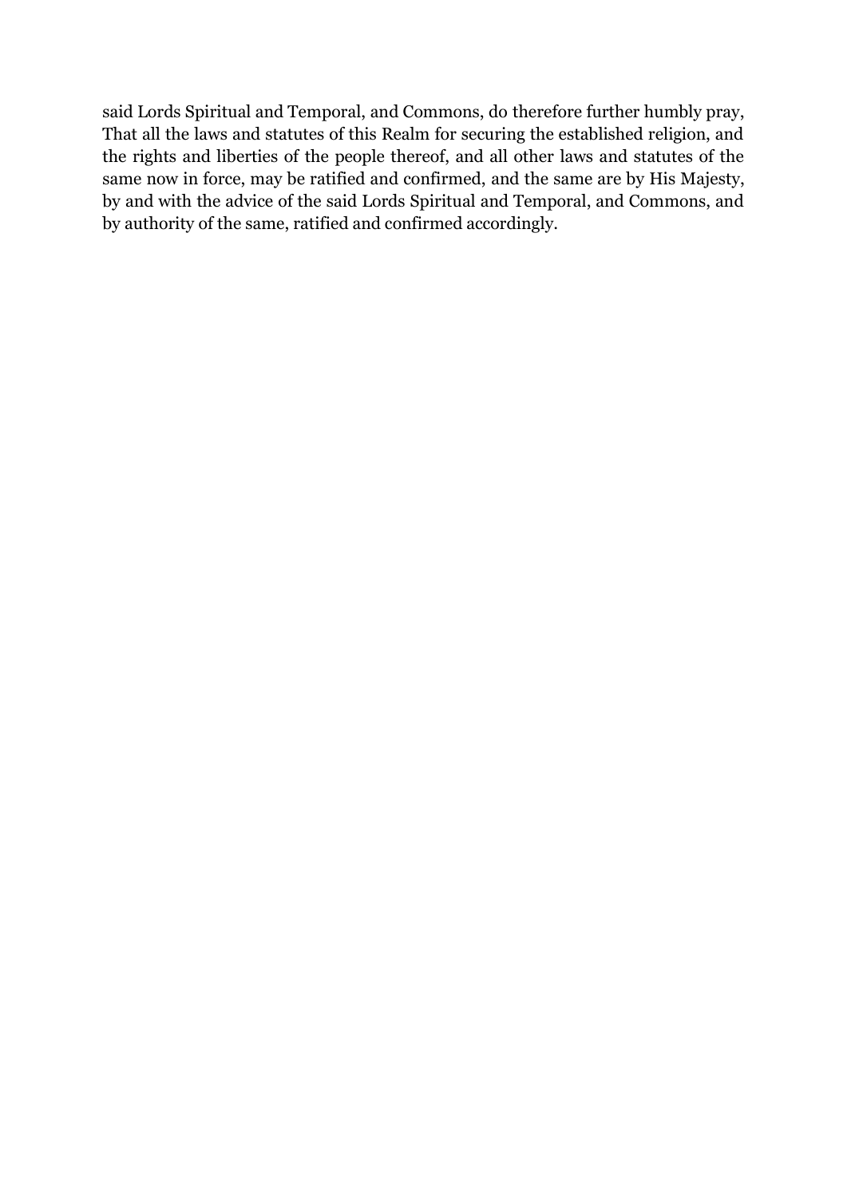said Lords Spiritual and Temporal, and Commons, do therefore further humbly pray, That all the laws and statutes of this Realm for securing the established religion, and the rights and liberties of the people thereof, and all other laws and statutes of the same now in force, may be ratified and confirmed, and the same are by His Majesty, by and with the advice of the said Lords Spiritual and Temporal, and Commons, and by authority of the same, ratified and confirmed accordingly.